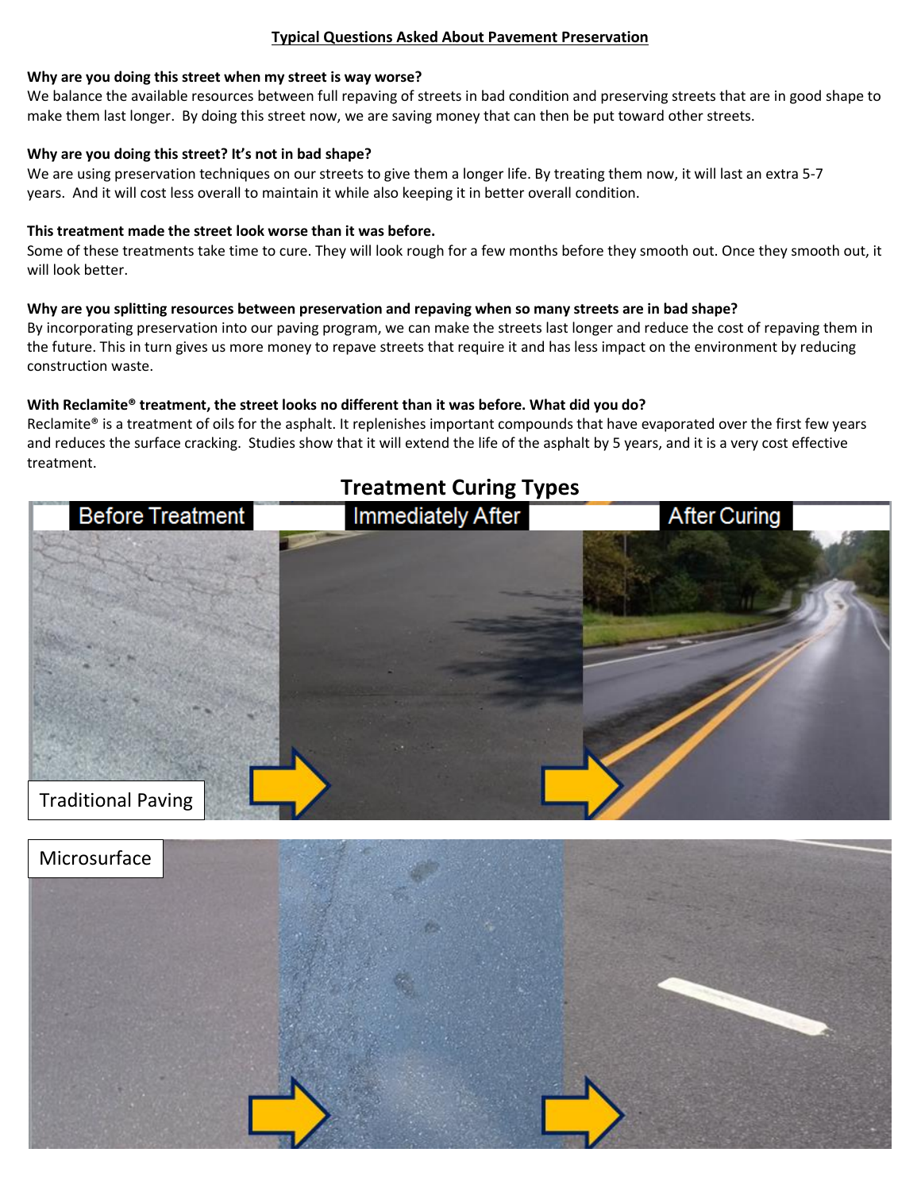## Typical Questions Asked About Pavement Preservation

**Why are you doing this street when my street is way worse?**
We balance the available resources between full repaving of streets in bad condition and preserving streets that are in good shape to make them last longer. By doing this street now, we are saving money that can then be put toward other streets.

**Why are you doing this street? It's not in bad shape?**
We are using preservation techniques on our streets to give them a longer life. By treating them now, it will last an extra 5-7 years. And it will cost less overall to maintain it while also keeping it in better overall condition.

**This treatment made the street look worse than it was before.**
Some of these treatments take time to cure. They will look rough for a few months before they smooth out. Once they smooth out, it will look better.

**Why are you splitting resources between preservation and repaving when so many streets are in bad shape?**
By incorporating preservation into our paving program, we can make the streets last longer and reduce the cost of repaving them in the future. This in turn gives us more money to repave streets that require it and has less impact on the environment by reducing construction waste.

**With Reclamite® treatment, the street looks no different than it was before. What did you do?**
Reclamite® is a treatment of oils for the asphalt. It replenishes important compounds that have evaporated over the first few years and reduces the surface cracking. Studies show that it will extend the life of the asphalt by 5 years, and it is a very cost effective treatment.

### Treatment Curing Types

Before Treatment | Immediately After | After Curing

Traditional Paving

Microsurface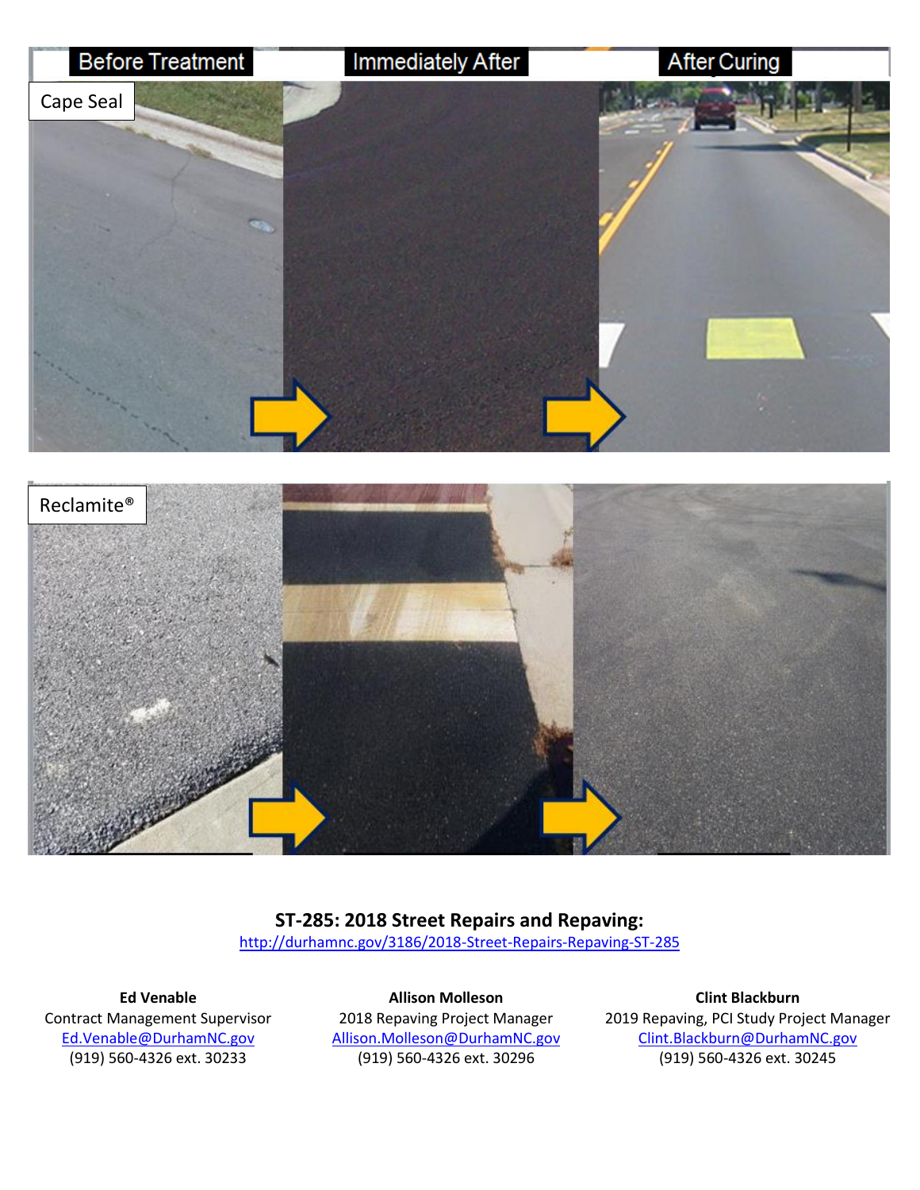Before Treatment

Immediately After

After Curing

Cape Seal

Reclamite®

**ST-285: 2018 Street Repairs and Repaving:**
[http://durhamnc.gov/3186/2018-Street-Repairs-Repaving-ST-285](http://durhamnc.gov/3186/2018-Street-Repairs-Repaving-ST-285)

**Ed Venable**
Contract Management Supervisor
[Ed.Venable@DurhamNC.gov](mailto:Ed.Venable@DurhamNC.gov)
(919) 560-4326 ext. 30233

**Allison Molleson**
2018 Repaving Project Manager
[Allison.Molleson@DurhamNC.gov](mailto:Allison.Molleson@DurhamNC.gov)
(919) 560-4326 ext. 30296

**Clint Blackburn**
2019 Repaving, PCI Study Project Manager
[Clint.Blackburn@DurhamNC.gov](mailto:Clint.Blackburn@DurhamNC.gov)
(919) 560-4326 ext. 30245